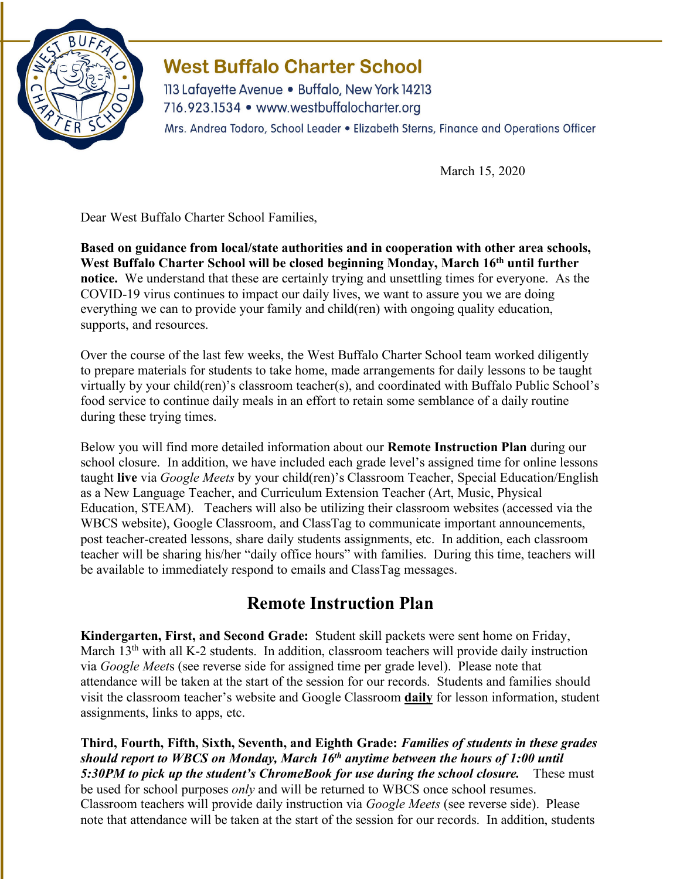# West Buffalo Charter School

113 Lafayette Avenue • Buffalo, New York 14213
716.923.1534 • www.westbuffalocharter.org
Mrs. Andrea Todoro, School Leader • Elizabeth Sterns, Finance and Operations Officer

March 15, 2020

Dear West Buffalo Charter School Families,

**Based on guidance from local/state authorities and in cooperation with other area schools, West Buffalo Charter School will be closed beginning Monday, March 16th until further notice.** We understand that these are certainly trying and unsettling times for everyone. As the COVID-19 virus continues to impact our daily lives, we want to assure you we are doing everything we can to provide your family and child(ren) with ongoing quality education, supports, and resources.

Over the course of the last few weeks, the West Buffalo Charter School team worked diligently to prepare materials for students to take home, made arrangements for daily lessons to be taught virtually by your child(ren)'s classroom teacher(s), and coordinated with Buffalo Public School's food service to continue daily meals in an effort to retain some semblance of a daily routine during these trying times.

Below you will find more detailed information about our **Remote Instruction Plan** during our school closure. In addition, we have included each grade level's assigned time for online lessons taught **live** via *Google Meets* by your child(ren)'s Classroom Teacher, Special Education/English as a New Language Teacher, and Curriculum Extension Teacher (Art, Music, Physical Education, STEAM). Teachers will also be utilizing their classroom websites (accessed via the WBCS website), Google Classroom, and ClassTag to communicate important announcements, post teacher-created lessons, share daily students assignments, etc. In addition, each classroom teacher will be sharing his/her "daily office hours" with families. During this time, teachers will be available to immediately respond to emails and ClassTag messages.

## Remote Instruction Plan

**Kindergarten, First, and Second Grade:** Student skill packets were sent home on Friday, March 13th with all K-2 students. In addition, classroom teachers will provide daily instruction via *Google Meet*s (see reverse side for assigned time per grade level). Please note that attendance will be taken at the start of the session for our records. Students and families should visit the classroom teacher's website and Google Classroom **daily** for lesson information, student assignments, links to apps, etc.

**Third, Fourth, Fifth, Sixth, Seventh, and Eighth Grade:** ***Families of students in these grades should report to WBCS on Monday, March 16th anytime between the hours of 1:00 until 5:30PM to pick up the student's ChromeBook for use during the school closure.*** These must be used for school purposes *only* and will be returned to WBCS once school resumes. Classroom teachers will provide daily instruction via *Google Meets* (see reverse side). Please note that attendance will be taken at the start of the session for our records. In addition, students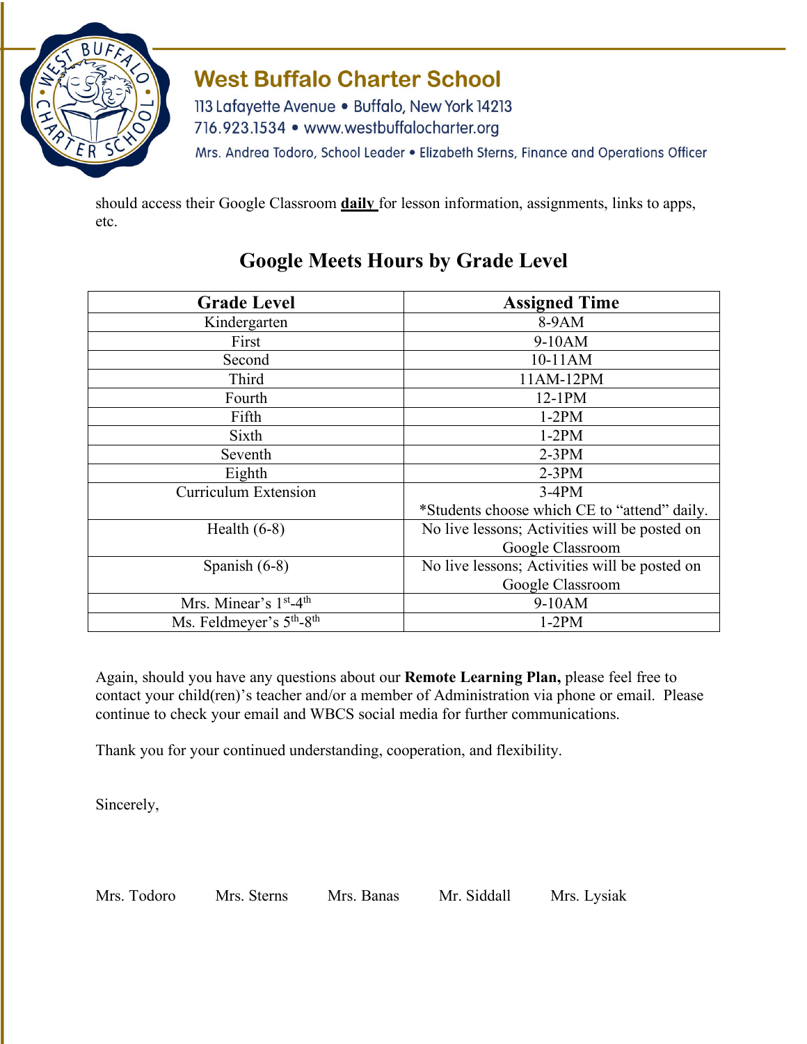should access their Google Classroom **daily** for lesson information, assignments, links to apps, etc.

## Google Meets Hours by Grade Level

| Grade Level | Assigned Time |
|---|---|
| Kindergarten | 8-9AM |
| First | 9-10AM |
| Second | 10-11AM |
| Third | 11AM-12PM |
| Fourth | 12-1PM |
| Fifth | 1-2PM |
| Sixth | 1-2PM |
| Seventh | 2-3PM |
| Eighth | 2-3PM |
| Curriculum Extension | 3-4PM *Students choose which CE to "attend" daily. |
| Health (6-8) | No live lessons; Activities will be posted on Google Classroom |
| Spanish (6-8) | No live lessons; Activities will be posted on Google Classroom |
| Mrs. Minear's 1st-4th | 9-10AM |
| Ms. Feldmeyer's 5th-8th | 1-2PM |

Again, should you have any questions about our **Remote Learning Plan,** please feel free to contact your child(ren)'s teacher and/or a member of Administration via phone or email. Please continue to check your email and WBCS social media for further communications.

Thank you for your continued understanding, cooperation, and flexibility.

Sincerely,

Mrs. Todoro Mrs. Sterns Mrs. Banas Mr. Siddall Mrs. Lysiak